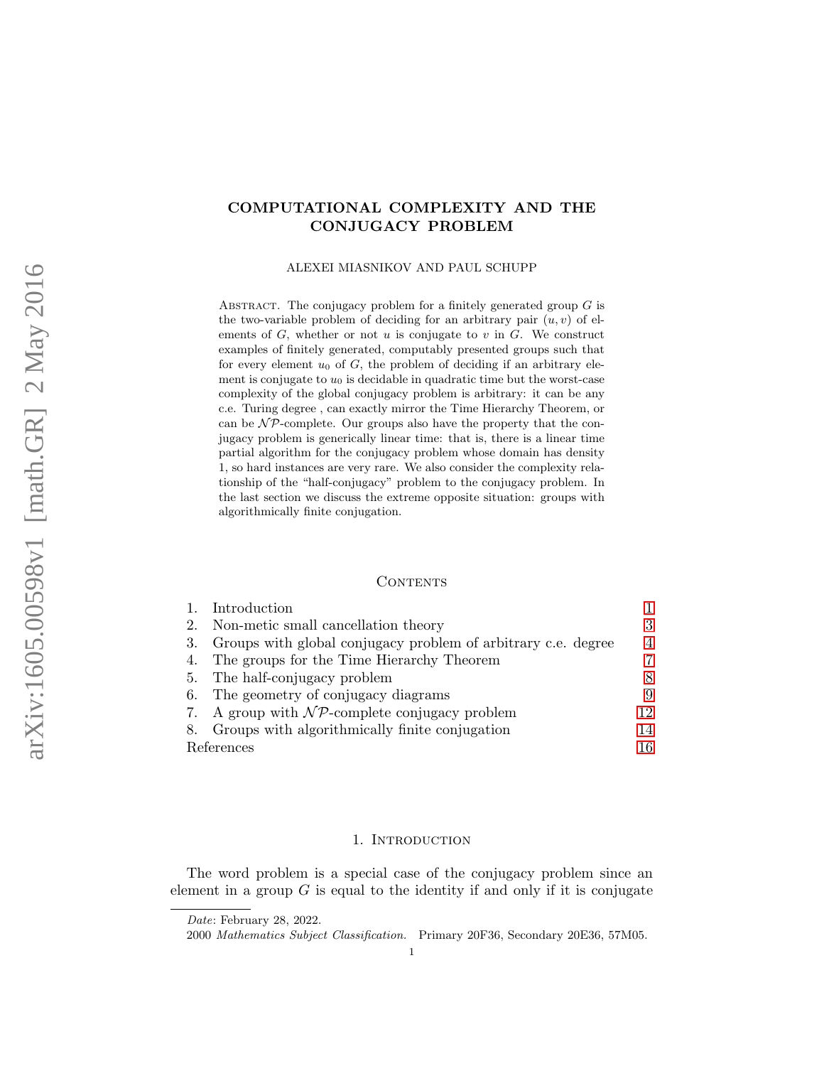# COMPUTATIONAL COMPLEXITY AND THE CONJUGACY PROBLEM

ALEXEI MIASNIKOV AND PAUL SCHUPP

Abstract. The conjugacy problem for a finitely generated group $G$ is the two-variable problem of deciding for an arbitrary pair $(u, v)$ of elements of $G$, whether or not $u$ is conjugate to $v$ in $G$. We construct examples of finitely generated, computably presented groups such that for every element $u_0$ of $G$, the problem of deciding if an arbitrary element is conjugate to $u_0$ is decidable in quadratic time but the worst-case complexity of the global conjugacy problem is arbitrary: it can be any c.e. Turing degree , can exactly mirror the Time Hierarchy Theorem, or can be $\mathcal{NP}$-complete. Our groups also have the property that the conjugacy problem is generically linear time: that is, there is a linear time partial algorithm for the conjugacy problem whose domain has density 1, so hard instances are very rare. We also consider the complexity relationship of the "half-conjugacy" problem to the conjugacy problem. In the last section we discuss the extreme opposite situation: groups with algorithmically finite conjugation.

## Contents

1. Introduction — 1
2. Non-metic small cancellation theory — 3
3. Groups with global conjugacy problem of arbitrary c.e. degree — 4
4. The groups for the Time Hierarchy Theorem — 7
5. The half-conjugacy problem — 8
6. The geometry of conjugacy diagrams — 9
7. A group with $\mathcal{NP}$-complete conjugacy problem — 12
8. Groups with algorithmically finite conjugation — 14

References — 16

## 1. Introduction

The word problem is a special case of the conjugacy problem since an element in a group $G$ is equal to the identity if and only if it is conjugate

*Date*: February 28, 2022.

2000 *Mathematics Subject Classification.* Primary 20F36, Secondary 20E36, 57M05.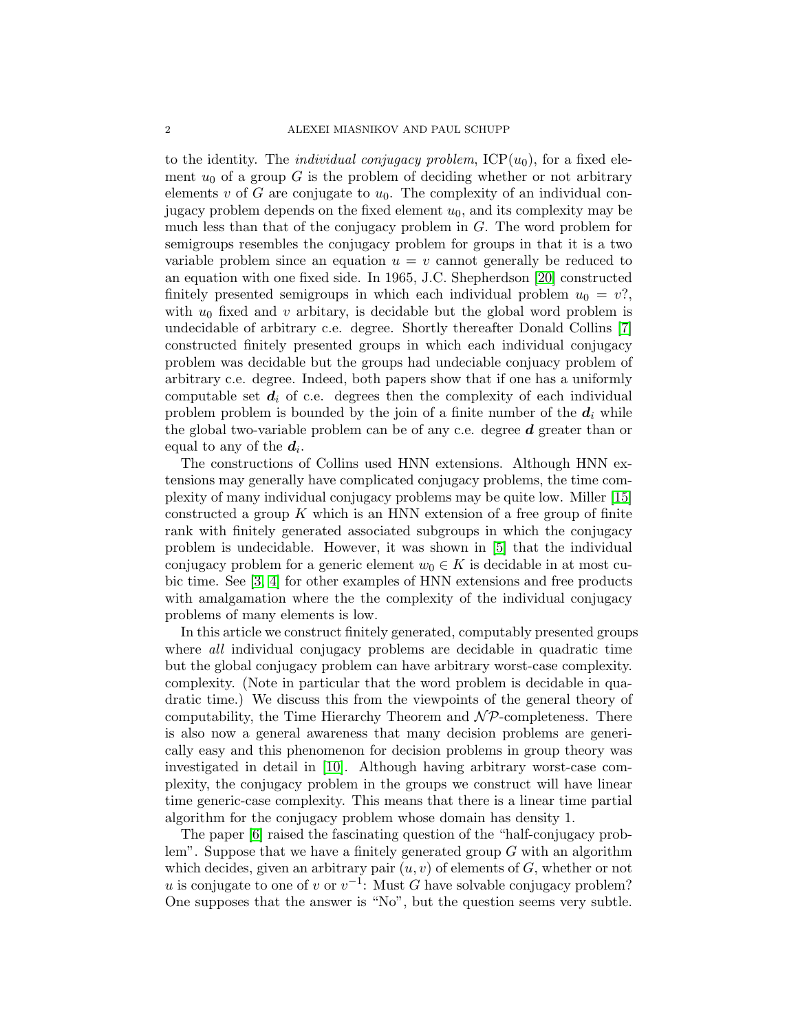to the identity. The *individual conjugacy problem*, ICP($u_0$), for a fixed element $u_0$ of a group $G$ is the problem of deciding whether or not arbitrary elements $v$ of $G$ are conjugate to $u_0$. The complexity of an individual conjugacy problem depends on the fixed element $u_0$, and its complexity may be much less than that of the conjugacy problem in $G$. The word problem for semigroups resembles the conjugacy problem for groups in that it is a two variable problem since an equation $u = v$ cannot generally be reduced to an equation with one fixed side. In 1965, J.C. Shepherdson [20] constructed finitely presented semigroups in which each individual problem $u_0 = v$?, with $u_0$ fixed and $v$ arbitary, is decidable but the global word problem is undecidable of arbitrary c.e. degree. Shortly thereafter Donald Collins [7] constructed finitely presented groups in which each individual conjugacy problem was decidable but the groups had undeciable conjuacy problem of arbitrary c.e. degree. Indeed, both papers show that if one has a uniformly computable set $\boldsymbol{d}_i$ of c.e. degrees then the complexity of each individual problem problem is bounded by the join of a finite number of the $\boldsymbol{d}_i$ while the global two-variable problem can be of any c.e. degree $\boldsymbol{d}$ greater than or equal to any of the $\boldsymbol{d}_i$.

The constructions of Collins used HNN extensions. Although HNN extensions may generally have complicated conjugacy problems, the time complexity of many individual conjugacy problems may be quite low. Miller [15] constructed a group $K$ which is an HNN extension of a free group of finite rank with finitely generated associated subgroups in which the conjugacy problem is undecidable. However, it was shown in [5] that the individual conjugacy problem for a generic element $w_0 \in K$ is decidable in at most cubic time. See [3, 4] for other examples of HNN extensions and free products with amalgamation where the the complexity of the individual conjugacy problems of many elements is low.

In this article we construct finitely generated, computably presented groups where *all* individual conjugacy problems are decidable in quadratic time but the global conjugacy problem can have arbitrary worst-case complexity. complexity. (Note in particular that the word problem is decidable in quadratic time.) We discuss this from the viewpoints of the general theory of computability, the Time Hierarchy Theorem and $\mathcal{NP}$-completeness. There is also now a general awareness that many decision problems are generically easy and this phenomenon for decision problems in group theory was investigated in detail in [10]. Although having arbitrary worst-case complexity, the conjugacy problem in the groups we construct will have linear time generic-case complexity. This means that there is a linear time partial algorithm for the conjugacy problem whose domain has density 1.

The paper [6] raised the fascinating question of the "half-conjugacy problem". Suppose that we have a finitely generated group $G$ with an algorithm which decides, given an arbitrary pair $(u, v)$ of elements of $G$, whether or not $u$ is conjugate to one of $v$ or $v^{-1}$: Must $G$ have solvable conjugacy problem? One supposes that the answer is "No", but the question seems very subtle.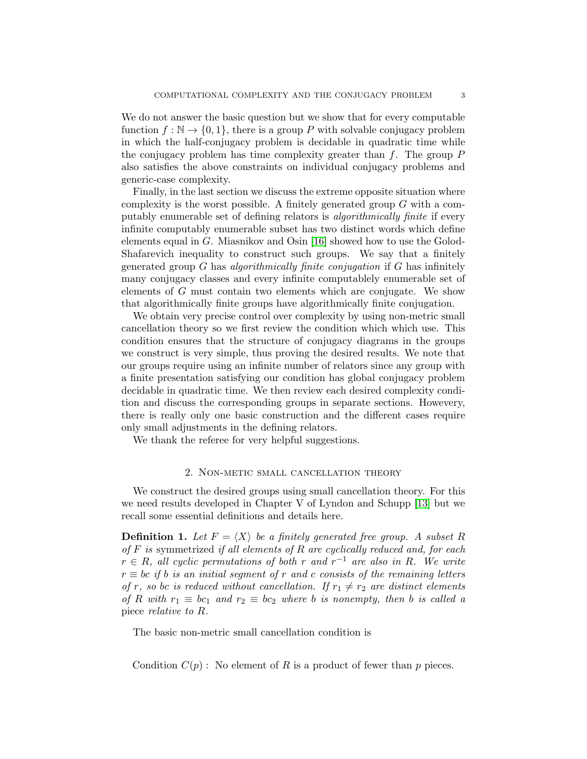We do not answer the basic question but we show that for every computable function $f : \mathbb{N} \to \{0, 1\}$, there is a group $P$ with solvable conjugacy problem in which the half-conjugacy problem is decidable in quadratic time while the conjugacy problem has time complexity greater than $f$. The group $P$ also satisfies the above constraints on individual conjugacy problems and generic-case complexity.

Finally, in the last section we discuss the extreme opposite situation where complexity is the worst possible. A finitely generated group $G$ with a computably enumerable set of defining relators is *algorithmically finite* if every infinite computably enumerable subset has two distinct words which define elements equal in $G$. Miasnikov and Osin [16] showed how to use the Golod-Shafarevich inequality to construct such groups. We say that a finitely generated group $G$ has *algorithmically finite conjugation* if $G$ has infinitely many conjugacy classes and every infinite computablely enumerable set of elements of $G$ must contain two elements which are conjugate. We show that algorithmically finite groups have algorithmically finite conjugation.

We obtain very precise control over complexity by using non-metric small cancellation theory so we first review the condition which which use. This condition ensures that the structure of conjugacy diagrams in the groups we construct is very simple, thus proving the desired results. We note that our groups require using an infinite number of relators since any group with a finite presentation satisfying our condition has global conjugacy problem decidable in quadratic time. We then review each desired complexity condition and discuss the corresponding groups in separate sections. Howevery, there is really only one basic construction and the different cases require only small adjustments in the defining relators.

We thank the referee for very helpful suggestions.

## 2. Non-metic small cancellation theory

We construct the desired groups using small cancellation theory. For this we need results developed in Chapter V of Lyndon and Schupp [13] but we recall some essential definitions and details here.

**Definition 1.** *Let $F = \langle X \rangle$ be a finitely generated free group. A subset $R$ of $F$ is* symmetrized *if all elements of $R$ are cyclically reduced and, for each $r \in R$, all cyclic permutations of both $r$ and $r^{-1}$ are also in $R$. We write $r \equiv bc$ if $b$ is an initial segment of $r$ and $c$ consists of the remaining letters of $r$, so $bc$ is reduced without cancellation. If $r_1 \neq r_2$ are distinct elements of $R$ with $r_1 \equiv bc_1$ and $r_2 \equiv bc_2$ where $b$ is nonempty, then $b$ is called a* piece *relative to $R$.*

The basic non-metric small cancellation condition is

Condition $C(p)$ : No element of $R$ is a product of fewer than $p$ pieces.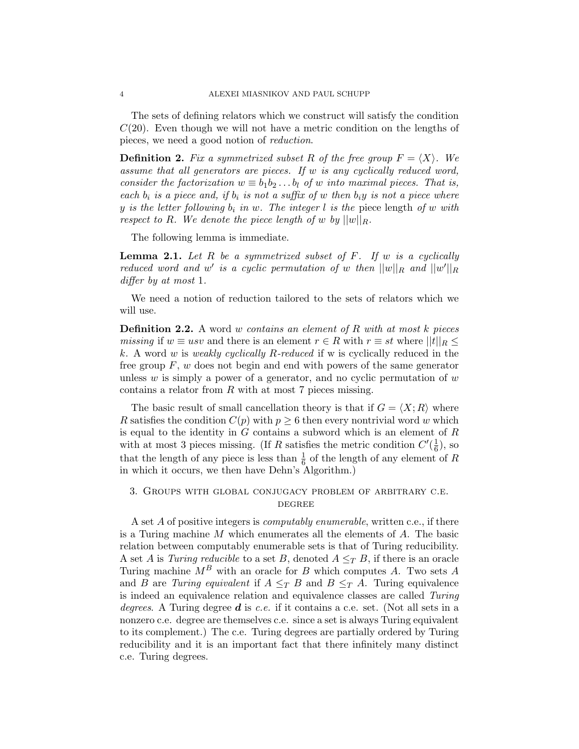The sets of defining relators which we construct will satisfy the condition $C(20)$. Even though we will not have a metric condition on the lengths of pieces, we need a good notion of *reduction*.

**Definition 2.** *Fix a symmetrized subset $R$ of the free group $F = \langle X \rangle$. We assume that all generators are pieces. If $w$ is any cyclically reduced word, consider the factorization $w \equiv b_1 b_2 \dots b_l$ of $w$ into maximal pieces. That is, each $b_i$ is a piece and, if $b_i$ is not a suffix of $w$ then $b_i y$ is not a piece where $y$ is the letter following $b_i$ in $w$. The integer $l$ is the* piece length *of $w$ with respect to $R$. We denote the piece length of $w$ by $||w||_R$.*

The following lemma is immediate.

**Lemma 2.1.** *Let $R$ be a symmetrized subset of $F$. If $w$ is a cyclically reduced word and $w'$ is a cyclic permutation of $w$ then $||w||_R$ and $||w'||_R$ differ by at most 1.*

We need a notion of reduction tailored to the sets of relators which we will use.

**Definition 2.2.** A word $w$ *contains an element of $R$ with at most $k$ pieces missing* if $w \equiv usv$ and there is an element $r \in R$ with $r \equiv st$ where $||t||_R \leq k$. A word $w$ is *weakly cyclically $R$-reduced* if w is cyclically reduced in the free group $F$, $w$ does not begin and end with powers of the same generator unless $w$ is simply a power of a generator, and no cyclic permutation of $w$ contains a relator from $R$ with at most 7 pieces missing.

The basic result of small cancellation theory is that if $G = \langle X; R \rangle$ where $R$ satisfies the condition $C(p)$ with $p \geq 6$ then every nontrivial word $w$ which is equal to the identity in $G$ contains a subword which is an element of $R$ with at most 3 pieces missing. (If $R$ satisfies the metric condition $C'(\frac{1}{6})$, so that the length of any piece is less than $\frac{1}{6}$ of the length of any element of $R$ in which it occurs, we then have Dehn's Algorithm.)

## 3. Groups with global conjugacy problem of arbitrary c.e. degree

A set $A$ of positive integers is *computably enumerable*, written c.e., if there is a Turing machine $M$ which enumerates all the elements of $A$. The basic relation between computably enumerable sets is that of Turing reducibility. A set $A$ is *Turing reducible* to a set $B$, denoted $A \leq_T B$, if there is an oracle Turing machine $M^B$ with an oracle for $B$ which computes $A$. Two sets $A$ and $B$ are *Turing equivalent* if $A \leq_T B$ and $B \leq_T A$. Turing equivalence is indeed an equivalence relation and equivalence classes are called *Turing degrees*. A Turing degree $\boldsymbol{d}$ is *c.e.* if it contains a c.e. set. (Not all sets in a nonzero c.e. degree are themselves c.e. since a set is always Turing equivalent to its complement.) The c.e. Turing degrees are partially ordered by Turing reducibility and it is an important fact that there infinitely many distinct c.e. Turing degrees.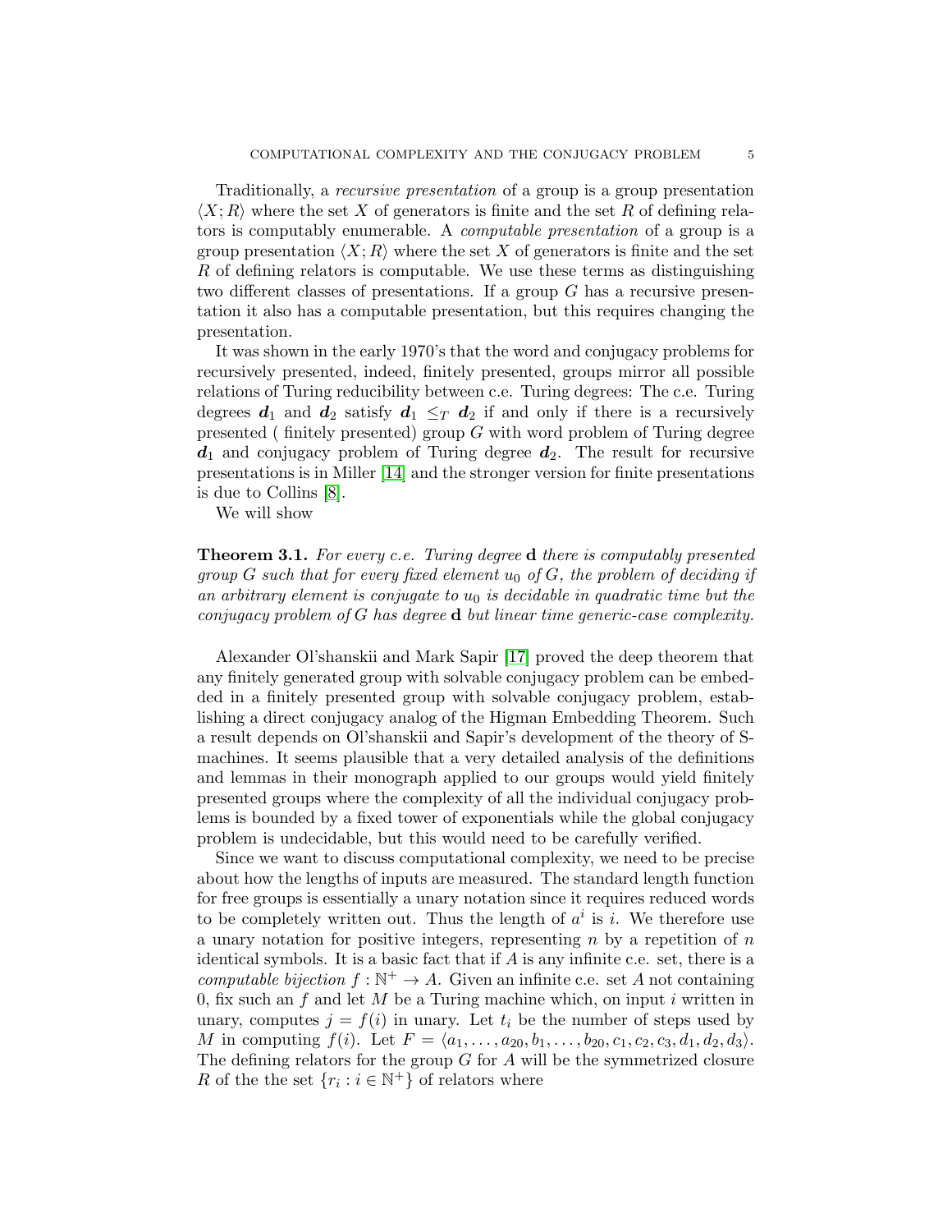Traditionally, a *recursive presentation* of a group is a group presentation $\langle X; R\rangle$ where the set $X$ of generators is finite and the set $R$ of defining relators is computably enumerable. A *computable presentation* of a group is a group presentation $\langle X; R\rangle$ where the set $X$ of generators is finite and the set $R$ of defining relators is computable. We use these terms as distinguishing two different classes of presentations. If a group $G$ has a recursive presentation it also has a computable presentation, but this requires changing the presentation.

It was shown in the early 1970's that the word and conjugacy problems for recursively presented, indeed, finitely presented, groups mirror all possible relations of Turing reducibility between c.e. Turing degrees: The c.e. Turing degrees $\boldsymbol{d}_1$ and $\boldsymbol{d}_2$ satisfy $\boldsymbol{d}_1 \leq_T \boldsymbol{d}_2$ if and only if there is a recursively presented ( finitely presented) group $G$ with word problem of Turing degree $\boldsymbol{d}_1$ and conjugacy problem of Turing degree $\boldsymbol{d}_2$. The result for recursive presentations is in Miller [14] and the stronger version for finite presentations is due to Collins [8].

We will show

**Theorem 3.1.** *For every c.e. Turing degree* $\mathbf{d}$ *there is computably presented group* $G$ *such that for every fixed element* $u_0$ *of* $G$*, the problem of deciding if an arbitrary element is conjugate to* $u_0$ *is decidable in quadratic time but the conjugacy problem of* $G$ *has degree* $\mathbf{d}$ *but linear time generic-case complexity.*

Alexander Ol'shanskii and Mark Sapir [17] proved the deep theorem that any finitely generated group with solvable conjugacy problem can be embedded in a finitely presented group with solvable conjugacy problem, establishing a direct conjugacy analog of the Higman Embedding Theorem. Such a result depends on Ol'shanskii and Sapir's development of the theory of S-machines. It seems plausible that a very detailed analysis of the definitions and lemmas in their monograph applied to our groups would yield finitely presented groups where the complexity of all the individual conjugacy problems is bounded by a fixed tower of exponentials while the global conjugacy problem is undecidable, but this would need to be carefully verified.

Since we want to discuss computational complexity, we need to be precise about how the lengths of inputs are measured. The standard length function for free groups is essentially a unary notation since it requires reduced words to be completely written out. Thus the length of $a^i$ is $i$. We therefore use a unary notation for positive integers, representing $n$ by a repetition of $n$ identical symbols. It is a basic fact that if $A$ is any infinite c.e. set, there is a *computable bijection* $f : \mathbb{N}^+ \to A$. Given an infinite c.e. set $A$ not containing 0, fix such an $f$ and let $M$ be a Turing machine which, on input $i$ written in unary, computes $j = f(i)$ in unary. Let $t_i$ be the number of steps used by $M$ in computing $f(i)$. Let $F = \langle a_1, \ldots, a_{20}, b_1, \ldots, b_{20}, c_1, c_2, c_3, d_1, d_2, d_3\rangle$. The defining relators for the group $G$ for $A$ will be the symmetrized closure $R$ of the the set $\{r_i : i \in \mathbb{N}^+\}$ of relators where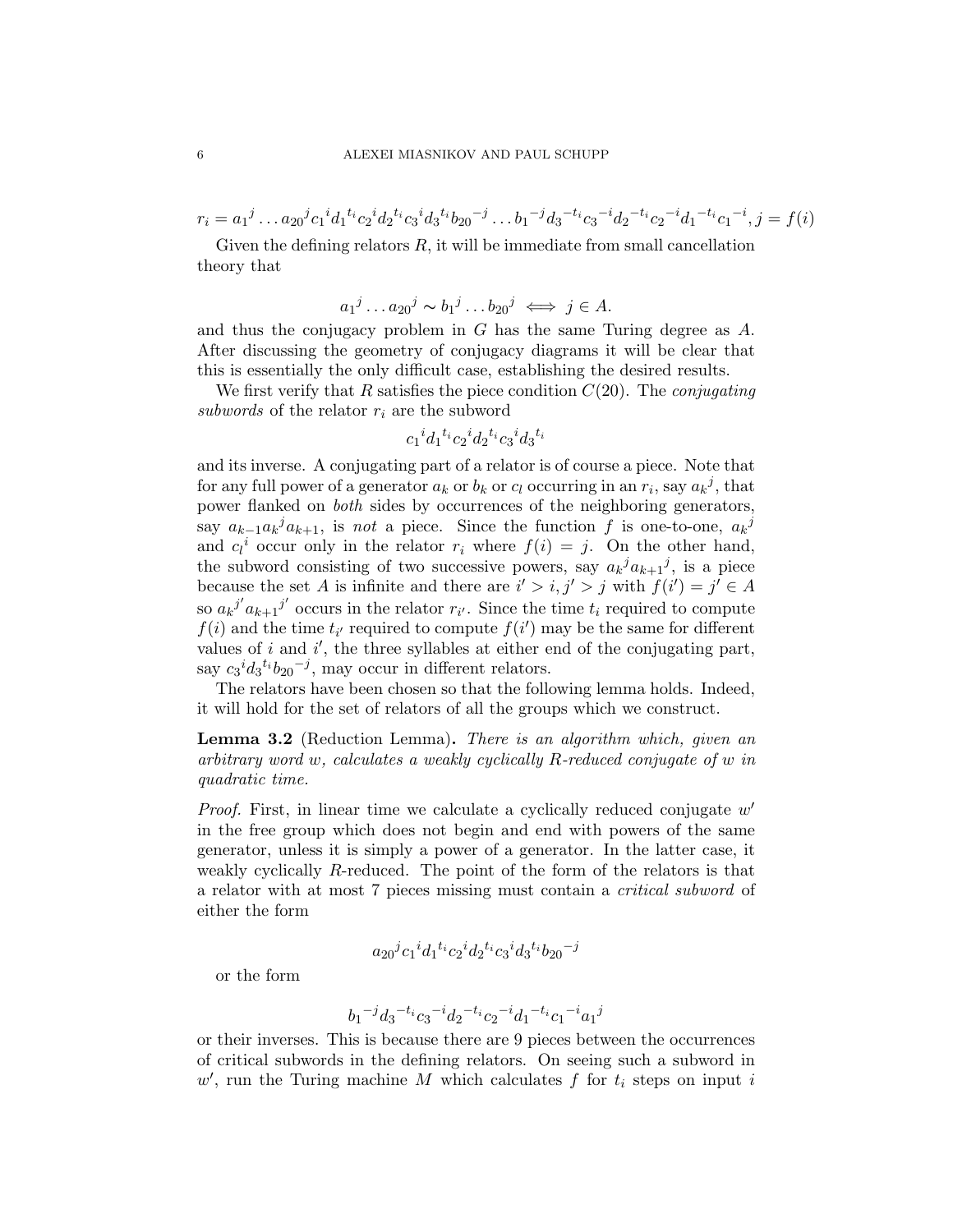$$r_i = {a_1}^j \dots {a_{20}}^j {c_1}^i {d_1}^{t_i} {c_2}^i {d_2}^{t_i} {c_3}^i {d_3}^{t_i} {b_{20}}^{-j} \dots {b_1}^{-j} {d_3}^{-t_i} {c_3}^{-i} {d_2}^{-t_i} {c_2}^{-i} {d_1}^{-t_i} {c_1}^{-i}, j = f(i)$$

Given the defining relators $R$, it will be immediate from small cancellation theory that

$${a_1}^j \dots {a_{20}}^j \sim {b_1}^j \dots {b_{20}}^j \iff j \in A.$$

and thus the conjugacy problem in $G$ has the same Turing degree as $A$. After discussing the geometry of conjugacy diagrams it will be clear that this is essentially the only difficult case, establishing the desired results.

We first verify that $R$ satisfies the piece condition $C(20)$. The *conjugating subwords* of the relator $r_i$ are the subword

$${c_1}^i {d_1}^{t_i} {c_2}^i {d_2}^{t_i} {c_3}^i {d_3}^{t_i}$$

and its inverse. A conjugating part of a relator is of course a piece. Note that for any full power of a generator $a_k$ or $b_k$ or $c_l$ occurring in an $r_i$, say ${a_k}^j$, that power flanked on *both* sides by occurrences of the neighboring generators, say $a_{k-1}{a_k}^j a_{k+1}$, is *not* a piece. Since the function $f$ is one-to-one, ${a_k}^j$ and ${c_l}^i$ occur only in the relator $r_i$ where $f(i) = j$. On the other hand, the subword consisting of two successive powers, say ${a_k}^j {a_{k+1}}^j$, is a piece because the set $A$ is infinite and there are $i' > i, j' > j$ with $f(i') = j' \in A$ so ${a_k}^{j'} {a_{k+1}}^{j'}$ occurs in the relator $r_{i'}$. Since the time $t_i$ required to compute $f(i)$ and the time $t_{i'}$ required to compute $f(i')$ may be the same for different values of $i$ and $i'$, the three syllables at either end of the conjugating part, say ${c_3}^i {d_3}^{t_i} {b_{20}}^{-j}$, may occur in different relators.

The relators have been chosen so that the following lemma holds. Indeed, it will hold for the set of relators of all the groups which we construct.

**Lemma 3.2** (Reduction Lemma)**.** *There is an algorithm which, given an arbitrary word $w$, calculates a weakly cyclically $R$-reduced conjugate of $w$ in quadratic time.*

*Proof.* First, in linear time we calculate a cyclically reduced conjugate $w'$ in the free group which does not begin and end with powers of the same generator, unless it is simply a power of a generator. In the latter case, it weakly cyclically $R$-reduced. The point of the form of the relators is that a relator with at most 7 pieces missing must contain a *critical subword* of either the form

$${a_{20}}^j {c_1}^i {d_1}^{t_i} {c_2}^i {d_2}^{t_i} {c_3}^i {d_3}^{t_i} {b_{20}}^{-j}$$

or the form

$${b_1}^{-j} {d_3}^{-t_i} {c_3}^{-i} {d_2}^{-t_i} {c_2}^{-i} {d_1}^{-t_i} {c_1}^{-i} {a_1}^j$$

or their inverses. This is because there are 9 pieces between the occurrences of critical subwords in the defining relators. On seeing such a subword in $w'$, run the Turing machine $M$ which calculates $f$ for $t_i$ steps on input $i$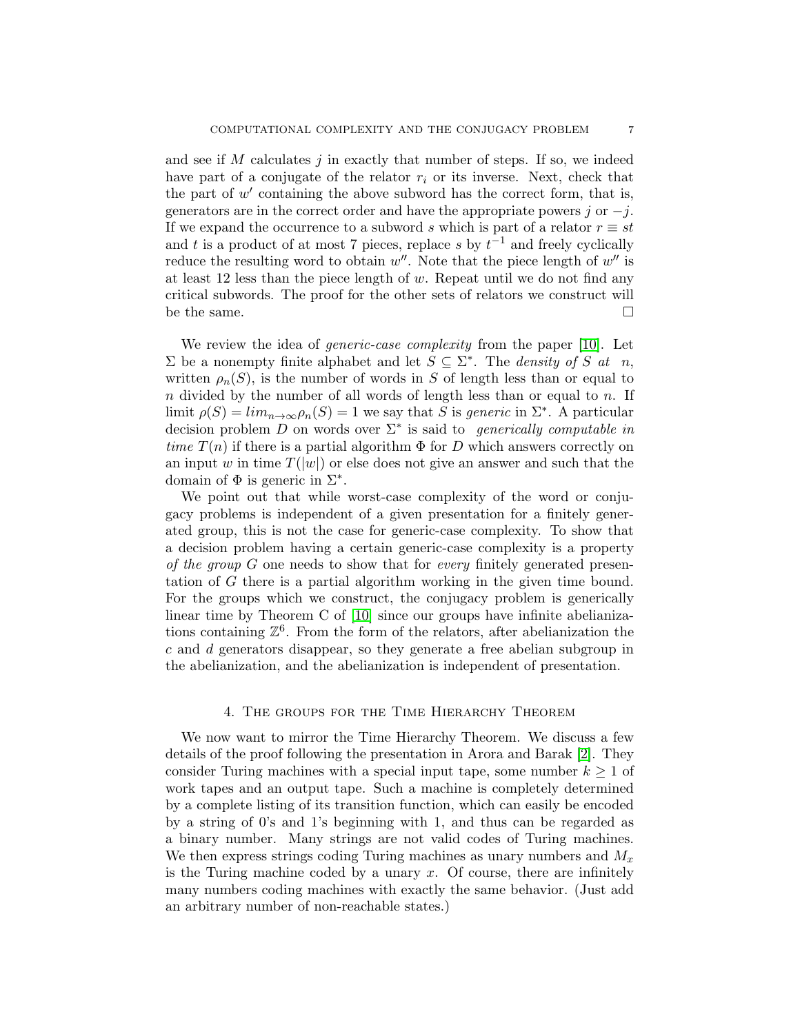and see if $M$ calculates $j$ in exactly that number of steps. If so, we indeed have part of a conjugate of the relator $r_i$ or its inverse. Next, check that the part of $w'$ containing the above subword has the correct form, that is, generators are in the correct order and have the appropriate powers $j$ or $-j$. If we expand the occurrence to a subword $s$ which is part of a relator $r \equiv st$ and $t$ is a product of at most 7 pieces, replace $s$ by $t^{-1}$ and freely cyclically reduce the resulting word to obtain $w''$. Note that the piece length of $w''$ is at least 12 less than the piece length of $w$. Repeat until we do not find any critical subwords. The proof for the other sets of relators we construct will be the same. □

We review the idea of *generic-case complexity* from the paper [10]. Let $\Sigma$ be a nonempty finite alphabet and let $S \subseteq \Sigma^*$. The *density of* $S$ *at* $n$, written $\rho_n(S)$, is the number of words in $S$ of length less than or equal to $n$ divided by the number of all words of length less than or equal to $n$. If limit $\rho(S) = lim_{n\to\infty}\rho_n(S) = 1$ we say that $S$ is *generic* in $\Sigma^*$. A particular decision problem $D$ on words over $\Sigma^*$ is said to *generically computable in time* $T(n)$ if there is a partial algorithm $\Phi$ for $D$ which answers correctly on an input $w$ in time $T(|w|)$ or else does not give an answer and such that the domain of $\Phi$ is generic in $\Sigma^*$.

We point out that while worst-case complexity of the word or conjugacy problems is independent of a given presentation for a finitely generated group, this is not the case for generic-case complexity. To show that a decision problem having a certain generic-case complexity is a property *of the group* $G$ one needs to show that for *every* finitely generated presentation of $G$ there is a partial algorithm working in the given time bound. For the groups which we construct, the conjugacy problem is generically linear time by Theorem C of [10] since our groups have infinite abelianizations containing $\mathbb{Z}^6$. From the form of the relators, after abelianization the $c$ and $d$ generators disappear, so they generate a free abelian subgroup in the abelianization, and the abelianization is independent of presentation.

## 4. The groups for the Time Hierarchy Theorem

We now want to mirror the Time Hierarchy Theorem. We discuss a few details of the proof following the presentation in Arora and Barak [2]. They consider Turing machines with a special input tape, some number $k \geq 1$ of work tapes and an output tape. Such a machine is completely determined by a complete listing of its transition function, which can easily be encoded by a string of 0's and 1's beginning with 1, and thus can be regarded as a binary number. Many strings are not valid codes of Turing machines. We then express strings coding Turing machines as unary numbers and $M_x$ is the Turing machine coded by a unary $x$. Of course, there are infinitely many numbers coding machines with exactly the same behavior. (Just add an arbitrary number of non-reachable states.)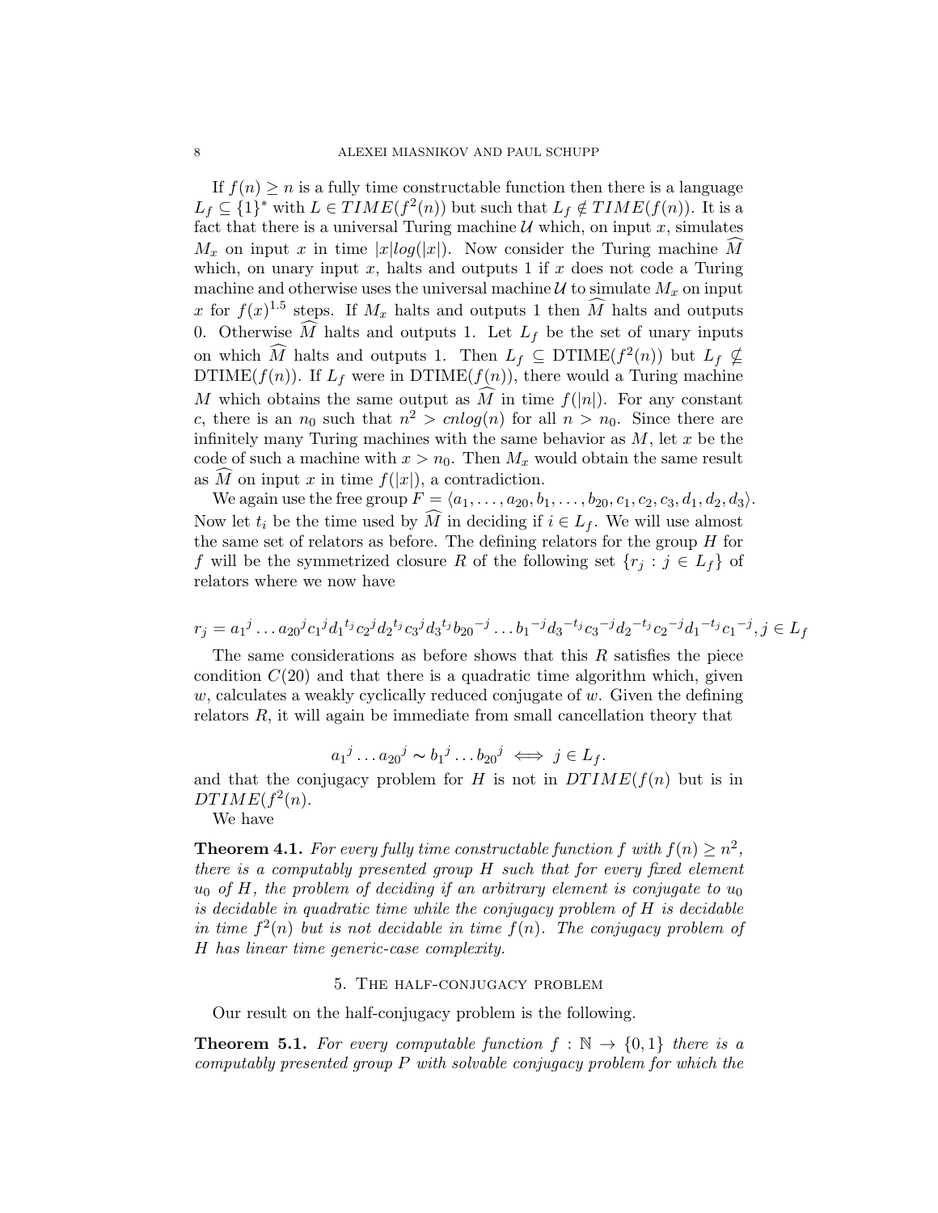If $f(n) \geq n$ is a fully time constructable function then there is a language $L_f \subseteq \{1\}^*$ with $L \in TIME(f^2(n))$ but such that $L_f \notin TIME(f(n))$. It is a fact that there is a universal Turing machine $\mathcal{U}$ which, on input $x$, simulates $M_x$ on input $x$ in time $|x|log(|x|)$. Now consider the Turing machine $\widehat{M}$ which, on unary input $x$, halts and outputs 1 if $x$ does not code a Turing machine and otherwise uses the universal machine $\mathcal{U}$ to simulate $M_x$ on input $x$ for $f(x)^{1.5}$ steps. If $M_x$ halts and outputs 1 then $\widehat{M}$ halts and outputs 0. Otherwise $\widehat{M}$ halts and outputs 1. Let $L_f$ be the set of unary inputs on which $\widehat{M}$ halts and outputs 1. Then $L_f \subseteq$ DTIME$(f^2(n))$ but $L_f \nsubseteq$ DTIME$(f(n))$. If $L_f$ were in DTIME$(f(n))$, there would a Turing machine $M$ which obtains the same output as $\widehat{M}$ in time $f(|n|)$. For any constant $c$, there is an $n_0$ such that $n^2 > cnlog(n)$ for all $n > n_0$. Since there are infinitely many Turing machines with the same behavior as $M$, let $x$ be the code of such a machine with $x > n_0$. Then $M_x$ would obtain the same result as $\widehat{M}$ on input $x$ in time $f(|x|)$, a contradiction.

We again use the free group $F = \langle a_1, \ldots, a_{20}, b_1, \ldots, b_{20}, c_1, c_2, c_3, d_1, d_2, d_3 \rangle$. Now let $t_i$ be the time used by $\widehat{M}$ in deciding if $i \in L_f$. We will use almost the same set of relators as before. The defining relators for the group $H$ for $f$ will be the symmetrized closure $R$ of the following set $\{r_j : j \in L_f\}$ of relators where we now have

$$r_j = a_1{}^j \ldots a_{20}{}^j c_1{}^j d_1{}^{t_j} c_2{}^j d_2{}^{t_j} c_3{}^j d_3{}^{t_j} b_{20}{}^{-j} \ldots b_1{}^{-j} d_3{}^{-t_j} c_3{}^{-j} d_2{}^{-t_j} c_2{}^{-j} d_1{}^{-t_j} c_1{}^{-j}, j \in L_f$$

The same considerations as before shows that this $R$ satisfies the piece condition $C(20)$ and that there is a quadratic time algorithm which, given $w$, calculates a weakly cyclically reduced conjugate of $w$. Given the defining relators $R$, it will again be immediate from small cancellation theory that

$$a_1{}^j \ldots a_{20}{}^j \sim b_1{}^j \ldots b_{20}{}^j \iff j \in L_f.$$

and that the conjugacy problem for $H$ is not in $DTIME(f(n)$ but is in $DTIME(f^2(n)$.

We have

**Theorem 4.1.** *For every fully time constructable function $f$ with $f(n) \geq n^2$, there is a computably presented group $H$ such that for every fixed element $u_0$ of $H$, the problem of deciding if an arbitrary element is conjugate to $u_0$ is decidable in quadratic time while the conjugacy problem of $H$ is decidable in time $f^2(n)$ but is not decidable in time $f(n)$. The conjugacy problem of $H$ has linear time generic-case complexity.*

## 5. The half-conjugacy problem

Our result on the half-conjugacy problem is the following.

**Theorem 5.1.** *For every computable function $f : \mathbb{N} \to \{0, 1\}$ there is a computably presented group $P$ with solvable conjugacy problem for which the*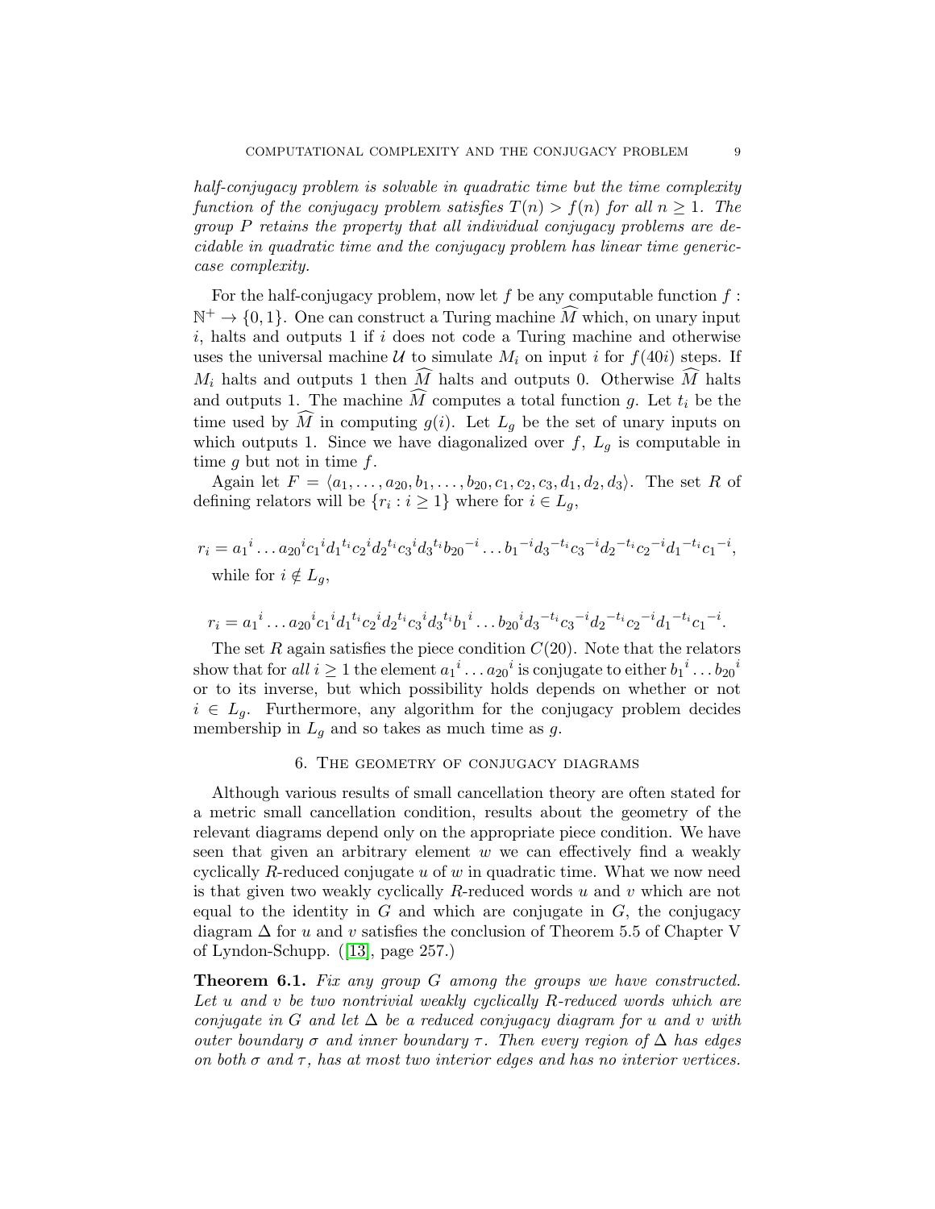*half-conjugacy problem is solvable in quadratic time but the time complexity function of the conjugacy problem satisfies $T(n) > f(n)$ for all $n \geq 1$. The group $P$ retains the property that all individual conjugacy problems are decidable in quadratic time and the conjugacy problem has linear time generic-case complexity.*

For the half-conjugacy problem, now let $f$ be any computable function $f : \mathbb{N}^+ \to \{0, 1\}$. One can construct a Turing machine $\widehat{M}$ which, on unary input $i$, halts and outputs 1 if $i$ does not code a Turing machine and otherwise uses the universal machine $\mathcal{U}$ to simulate $M_i$ on input $i$ for $f(40i)$ steps. If $M_i$ halts and outputs 1 then $\widehat{M}$ halts and outputs 0. Otherwise $\widehat{M}$ halts and outputs 1. The machine $\widehat{M}$ computes a total function $g$. Let $t_i$ be the time used by $\widehat{M}$ in computing $g(i)$. Let $L_g$ be the set of unary inputs on which outputs 1. Since we have diagonalized over $f$, $L_g$ is computable in time $g$ but not in time $f$.

Again let $F = \langle a_1, \ldots, a_{20}, b_1, \ldots, b_{20}, c_1, c_2, c_3, d_1, d_2, d_3 \rangle$. The set $R$ of defining relators will be $\{r_i : i \geq 1\}$ where for $i \in L_g$,

$$r_i = {a_1}^i \ldots {a_{20}}^i {c_1}^i {d_1}^{t_i} {c_2}^i {d_2}^{t_i} {c_3}^i {d_3}^{t_i} {b_{20}}^{-i} \ldots {b_1}^{-i} {d_3}^{-t_i} {c_3}^{-i} {d_2}^{-t_i} {c_2}^{-i} {d_1}^{-t_i} {c_1}^{-i},$$

while for $i \notin L_g$,

$$r_i = {a_1}^i \ldots {a_{20}}^i {c_1}^i {d_1}^{t_i} {c_2}^i {d_2}^{t_i} {c_3}^i {d_3}^{t_i} {b_1}^i \ldots {b_{20}}^i {d_3}^{-t_i} {c_3}^{-i} {d_2}^{-t_i} {c_2}^{-i} {d_1}^{-t_i} {c_1}^{-i}.$$

The set $R$ again satisfies the piece condition $C(20)$. Note that the relators show that for *all* $i \geq 1$ the element ${a_1}^i \ldots {a_{20}}^i$ is conjugate to either ${b_1}^i \ldots {b_{20}}^i$ or to its inverse, but which possibility holds depends on whether or not $i \in L_g$. Furthermore, any algorithm for the conjugacy problem decides membership in $L_g$ and so takes as much time as $g$.

## 6. The geometry of conjugacy diagrams

Although various results of small cancellation theory are often stated for a metric small cancellation condition, results about the geometry of the relevant diagrams depend only on the appropriate piece condition. We have seen that given an arbitrary element $w$ we can effectively find a weakly cyclically $R$-reduced conjugate $u$ of $w$ in quadratic time. What we now need is that given two weakly cyclically $R$-reduced words $u$ and $v$ which are not equal to the identity in $G$ and which are conjugate in $G$, the conjugacy diagram $\Delta$ for $u$ and $v$ satisfies the conclusion of Theorem 5.5 of Chapter V of Lyndon-Schupp. ([13], page 257.)

**Theorem 6.1.** *Fix any group $G$ among the groups we have constructed. Let $u$ and $v$ be two nontrivial weakly cyclically $R$-reduced words which are conjugate in $G$ and let $\Delta$ be a reduced conjugacy diagram for $u$ and $v$ with outer boundary $\sigma$ and inner boundary $\tau$. Then every region of $\Delta$ has edges on both $\sigma$ and $\tau$, has at most two interior edges and has no interior vertices.*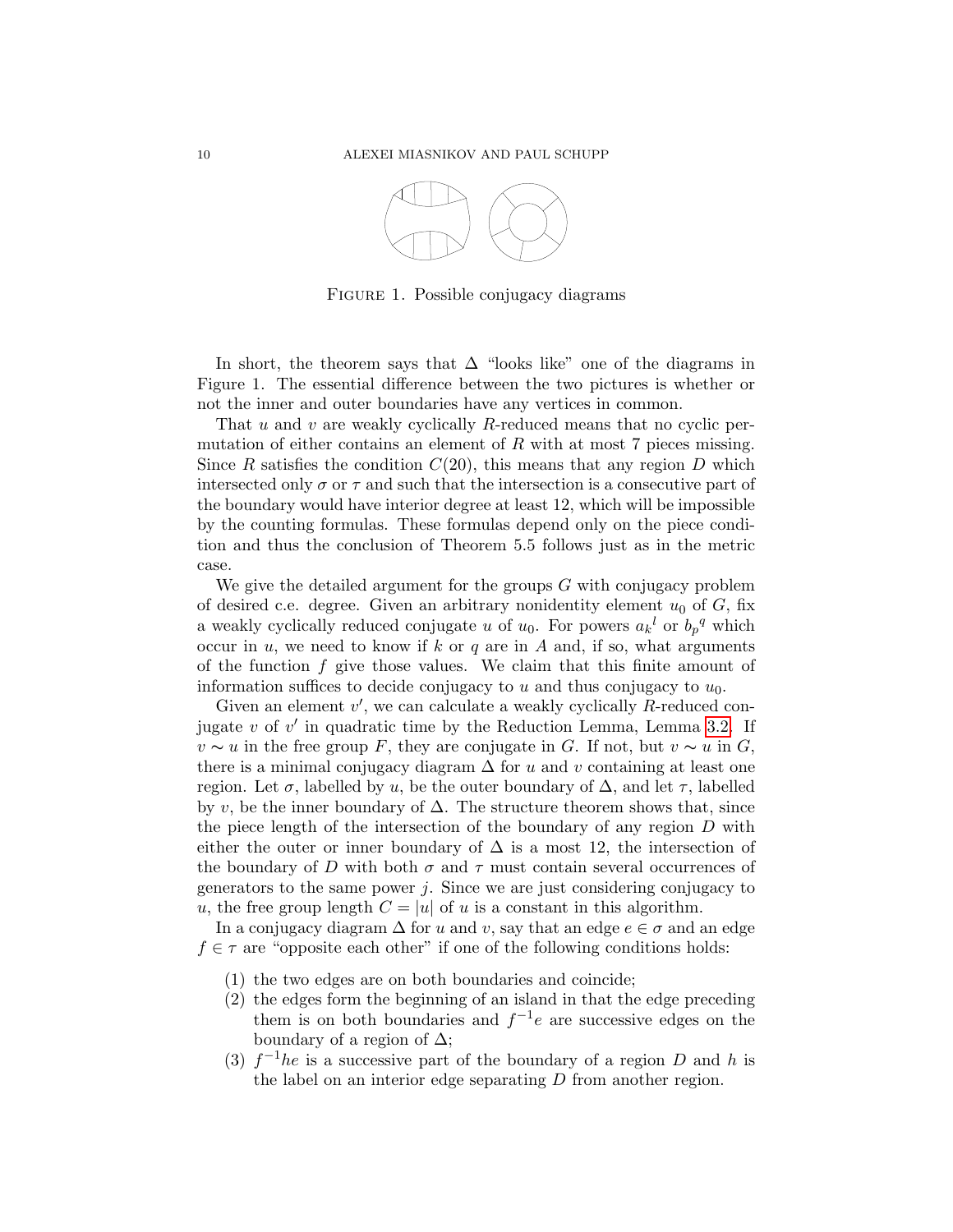FIGURE 1. Possible conjugacy diagrams

In short, the theorem says that $\Delta$ "looks like" one of the diagrams in Figure 1. The essential difference between the two pictures is whether or not the inner and outer boundaries have any vertices in common.

That $u$ and $v$ are weakly cyclically $R$-reduced means that no cyclic permutation of either contains an element of $R$ with at most 7 pieces missing. Since $R$ satisfies the condition $C(20)$, this means that any region $D$ which intersected only $\sigma$ or $\tau$ and such that the intersection is a consecutive part of the boundary would have interior degree at least 12, which will be impossible by the counting formulas. These formulas depend only on the piece condition and thus the conclusion of Theorem 5.5 follows just as in the metric case.

We give the detailed argument for the groups $G$ with conjugacy problem of desired c.e. degree. Given an arbitrary nonidentity element $u_0$ of $G$, fix a weakly cyclically reduced conjugate $u$ of $u_0$. For powers ${a_k}^l$ or ${b_p}^q$ which occur in $u$, we need to know if $k$ or $q$ are in $A$ and, if so, what arguments of the function $f$ give those values. We claim that this finite amount of information suffices to decide conjugacy to $u$ and thus conjugacy to $u_0$.

Given an element $v'$, we can calculate a weakly cyclically $R$-reduced conjugate $v$ of $v'$ in quadratic time by the Reduction Lemma, Lemma 3.2. If $v \sim u$ in the free group $F$, they are conjugate in $G$. If not, but $v \sim u$ in $G$, there is a minimal conjugacy diagram $\Delta$ for $u$ and $v$ containing at least one region. Let $\sigma$, labelled by $u$, be the outer boundary of $\Delta$, and let $\tau$, labelled by $v$, be the inner boundary of $\Delta$. The structure theorem shows that, since the piece length of the intersection of the boundary of any region $D$ with either the outer or inner boundary of $\Delta$ is a most 12, the intersection of the boundary of $D$ with both $\sigma$ and $\tau$ must contain several occurrences of generators to the same power $j$. Since we are just considering conjugacy to $u$, the free group length $C = |u|$ of $u$ is a constant in this algorithm.

In a conjugacy diagram $\Delta$ for $u$ and $v$, say that an edge $e \in \sigma$ and an edge $f \in \tau$ are "opposite each other" if one of the following conditions holds:

1. the two edges are on both boundaries and coincide;
2. the edges form the beginning of an island in that the edge preceding them is on both boundaries and $f^{-1}e$ are successive edges on the boundary of a region of $\Delta$;
3. $f^{-1}he$ is a successive part of the boundary of a region $D$ and $h$ is the label on an interior edge separating $D$ from another region.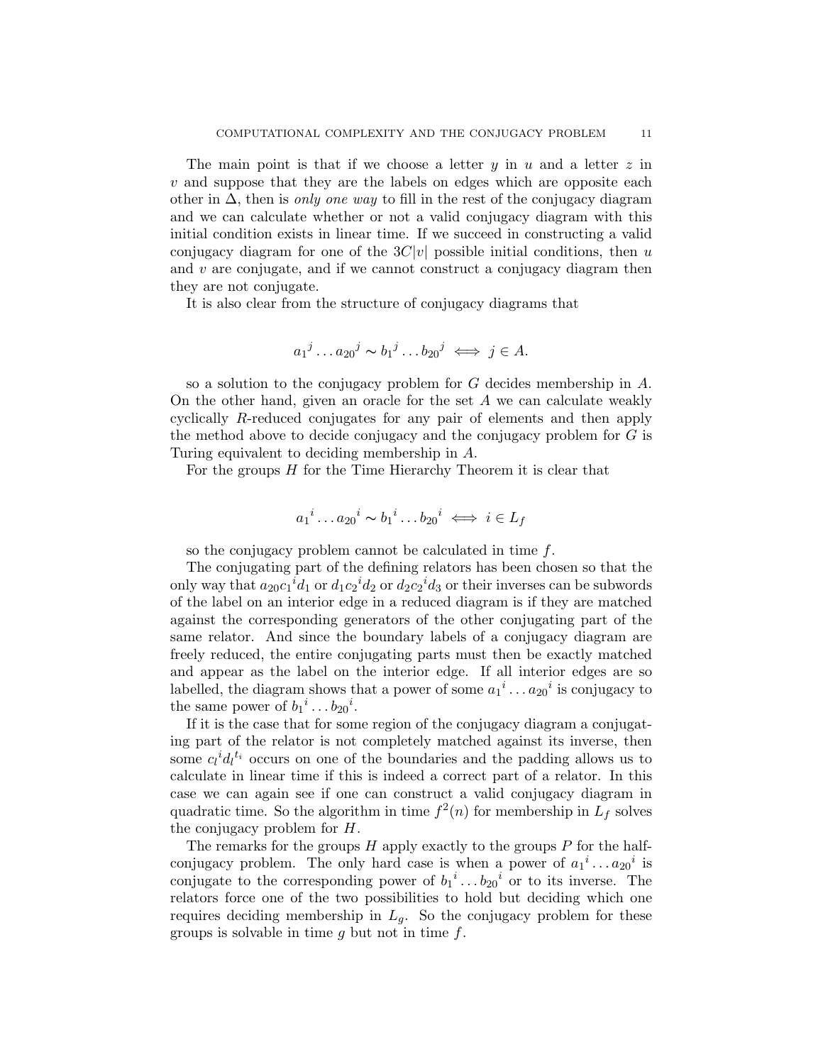The main point is that if we choose a letter $y$ in $u$ and a letter $z$ in $v$ and suppose that they are the labels on edges which are opposite each other in $\Delta$, then is *only one way* to fill in the rest of the conjugacy diagram and we can calculate whether or not a valid conjugacy diagram with this initial condition exists in linear time. If we succeed in constructing a valid conjugacy diagram for one of the $3C|v|$ possible initial conditions, then $u$ and $v$ are conjugate, and if we cannot construct a conjugacy diagram then they are not conjugate.

It is also clear from the structure of conjugacy diagrams that

$$
{a_1}^j \dots {a_{20}}^j \sim {b_1}^j \dots {b_{20}}^j \iff j \in A.
$$

so a solution to the conjugacy problem for $G$ decides membership in $A$. On the other hand, given an oracle for the set $A$ we can calculate weakly cyclically $R$-reduced conjugates for any pair of elements and then apply the method above to decide conjugacy and the conjugacy problem for $G$ is Turing equivalent to deciding membership in $A$.

For the groups $H$ for the Time Hierarchy Theorem it is clear that

$$
{a_1}^i \dots {a_{20}}^i \sim {b_1}^i \dots {b_{20}}^i \iff i \in L_f
$$

so the conjugacy problem cannot be calculated in time $f$.

The conjugating part of the defining relators has been chosen so that the only way that $a_{20}{c_1}^i d_1$ or $d_1 {c_2}^i d_2$ or $d_2 {c_2}^i d_3$ or their inverses can be subwords of the label on an interior edge in a reduced diagram is if they are matched against the corresponding generators of the other conjugating part of the same relator. And since the boundary labels of a conjugacy diagram are freely reduced, the entire conjugating parts must then be exactly matched and appear as the label on the interior edge. If all interior edges are so labelled, the diagram shows that a power of some ${a_1}^i \dots {a_{20}}^i$ is conjugacy to the same power of ${b_1}^i \dots {b_{20}}^i$.

If it is the case that for some region of the conjugacy diagram a conjugating part of the relator is not completely matched against its inverse, then some ${c_l}^i {d_l}^{t_i}$ occurs on one of the boundaries and the padding allows us to calculate in linear time if this is indeed a correct part of a relator. In this case we can again see if one can construct a valid conjugacy diagram in quadratic time. So the algorithm in time $f^2(n)$ for membership in $L_f$ solves the conjugacy problem for $H$.

The remarks for the groups $H$ apply exactly to the groups $P$ for the half-conjugacy problem. The only hard case is when a power of ${a_1}^i \dots {a_{20}}^i$ is conjugate to the corresponding power of ${b_1}^i \dots {b_{20}}^i$ or to its inverse. The relators force one of the two possibilities to hold but deciding which one requires deciding membership in $L_g$. So the conjugacy problem for these groups is solvable in time $g$ but not in time $f$.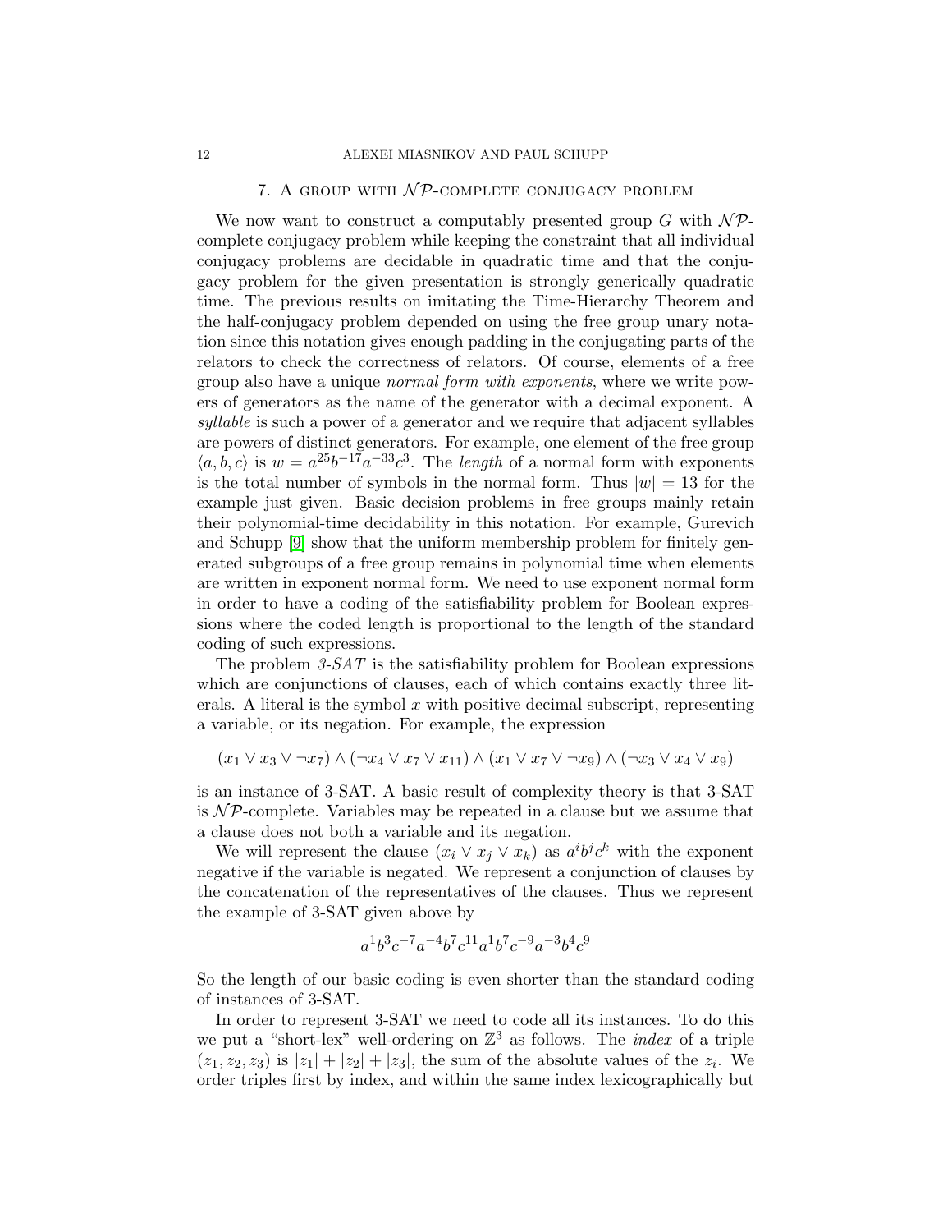## 7. A group with $\mathcal{NP}$-complete conjugacy problem

We now want to construct a computably presented group $G$ with $\mathcal{NP}$-complete conjugacy problem while keeping the constraint that all individual conjugacy problems are decidable in quadratic time and that the conjugacy problem for the given presentation is strongly generically quadratic time. The previous results on imitating the Time-Hierarchy Theorem and the half-conjugacy problem depended on using the free group unary notation since this notation gives enough padding in the conjugating parts of the relators to check the correctness of relators. Of course, elements of a free group also have a unique *normal form with exponents*, where we write powers of generators as the name of the generator with a decimal exponent. A *syllable* is such a power of a generator and we require that adjacent syllables are powers of distinct generators. For example, one element of the free group $\langle a, b, c\rangle$ is $w = a^{25}b^{-17}a^{-33}c^3$. The *length* of a normal form with exponents is the total number of symbols in the normal form. Thus $|w| = 13$ for the example just given. Basic decision problems in free groups mainly retain their polynomial-time decidability in this notation. For example, Gurevich and Schupp [9] show that the uniform membership problem for finitely generated subgroups of a free group remains in polynomial time when elements are written in exponent normal form. We need to use exponent normal form in order to have a coding of the satisfiability problem for Boolean expressions where the coded length is proportional to the length of the standard coding of such expressions.

The problem *3-SAT* is the satisfiability problem for Boolean expressions which are conjunctions of clauses, each of which contains exactly three literals. A literal is the symbol $x$ with positive decimal subscript, representing a variable, or its negation. For example, the expression

$$(x_1 \vee x_3 \vee \neg x_7) \wedge (\neg x_4 \vee x_7 \vee x_{11}) \wedge (x_1 \vee x_7 \vee \neg x_9) \wedge (\neg x_3 \vee x_4 \vee x_9)$$

is an instance of 3-SAT. A basic result of complexity theory is that 3-SAT is $\mathcal{NP}$-complete. Variables may be repeated in a clause but we assume that a clause does not both a variable and its negation.

We will represent the clause $(x_i \vee x_j \vee x_k)$ as $a^i b^j c^k$ with the exponent negative if the variable is negated. We represent a conjunction of clauses by the concatenation of the representatives of the clauses. Thus we represent the example of 3-SAT given above by

$$a^1 b^3 c^{-7} a^{-4} b^7 c^{11} a^1 b^7 c^{-9} a^{-3} b^4 c^9$$

So the length of our basic coding is even shorter than the standard coding of instances of 3-SAT.

In order to represent 3-SAT we need to code all its instances. To do this we put a "short-lex" well-ordering on $\mathbb{Z}^3$ as follows. The *index* of a triple $(z_1, z_2, z_3)$ is $|z_1| + |z_2| + |z_3|$, the sum of the absolute values of the $z_i$. We order triples first by index, and within the same index lexicographically but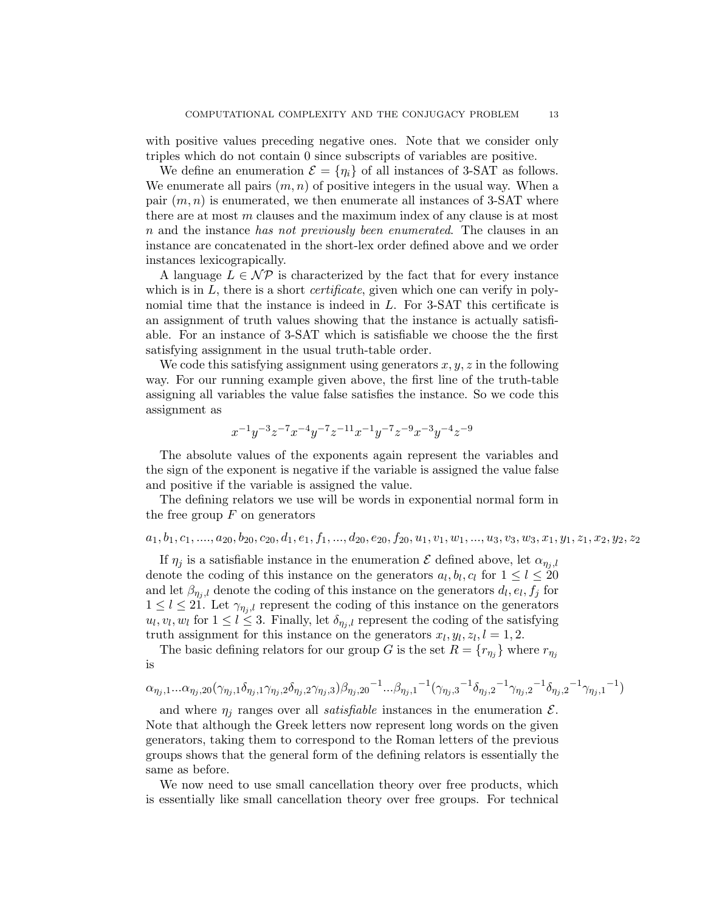with positive values preceding negative ones. Note that we consider only triples which do not contain 0 since subscripts of variables are positive.

We define an enumeration $\mathcal{E} = \{\eta_i\}$ of all instances of 3-SAT as follows. We enumerate all pairs $(m, n)$ of positive integers in the usual way. When a pair $(m, n)$ is enumerated, we then enumerate all instances of 3-SAT where there are at most $m$ clauses and the maximum index of any clause is at most $n$ and the instance *has not previously been enumerated*. The clauses in an instance are concatenated in the short-lex order defined above and we order instances lexicograpically.

A language $L \in \mathcal{NP}$ is characterized by the fact that for every instance which is in $L$, there is a short *certificate*, given which one can verify in polynomial time that the instance is indeed in $L$. For 3-SAT this certificate is an assignment of truth values showing that the instance is actually satisfiable. For an instance of 3-SAT which is satisfiable we choose the the first satisfying assignment in the usual truth-table order.

We code this satisfying assignment using generators $x, y, z$ in the following way. For our running example given above, the first line of the truth-table assigning all variables the value false satisfies the instance. So we code this assignment as

$$x^{-1}y^{-3}z^{-7}x^{-4}y^{-7}z^{-11}x^{-1}y^{-7}z^{-9}x^{-3}y^{-4}z^{-9}$$

The absolute values of the exponents again represent the variables and the sign of the exponent is negative if the variable is assigned the value false and positive if the variable is assigned the value.

The defining relators we use will be words in exponential normal form in the free group $F$ on generators

$$a_1, b_1, c_1, ...., a_{20}, b_{20}, c_{20}, d_1, e_1, f_1, ..., d_{20}, e_{20}, f_{20}, u_1, v_1, w_1, ..., u_3, v_3, w_3, x_1, y_1, z_1, x_2, y_2, z_2$$

If $\eta_j$ is a satisfiable instance in the enumeration $\mathcal{E}$ defined above, let $\alpha_{\eta_j,l}$ denote the coding of this instance on the generators $a_l, b_l, c_l$ for $1 \leq l \leq 20$ and let $\beta_{\eta_j,l}$ denote the coding of this instance on the generators $d_l, e_l, f_j$ for $1 \leq l \leq 21$. Let $\gamma_{\eta_j,l}$ represent the coding of this instance on the generators $u_l, v_l, w_l$ for $1 \leq l \leq 3$. Finally, let $\delta_{\eta_j,l}$ represent the coding of the satisfying truth assignment for this instance on the generators $x_l, y_l, z_l, l = 1, 2$.

The basic defining relators for our group $G$ is the set $R = \{r_{\eta_j}\}$ where $r_{\eta_j}$ is

$$\alpha_{\eta_j,1}...\alpha_{\eta_j,20}(\gamma_{\eta_j,1}\delta_{\eta_j,1}\gamma_{\eta_j,2}\delta_{\eta_j,2}\gamma_{\eta_j,3})\beta_{\eta_j,20}{}^{-1}...\beta_{\eta_j,1}{}^{-1}(\gamma_{\eta_j,3}{}^{-1}\delta_{\eta_j,2}{}^{-1}\gamma_{\eta_j,2}{}^{-1}\delta_{\eta_j,2}{}^{-1}\gamma_{\eta_j,1}{}^{-1})$$

and where $\eta_j$ ranges over all *satisfiable* instances in the enumeration $\mathcal{E}$. Note that although the Greek letters now represent long words on the given generators, taking them to correspond to the Roman letters of the previous groups shows that the general form of the defining relators is essentially the same as before.

We now need to use small cancellation theory over free products, which is essentially like small cancellation theory over free groups. For technical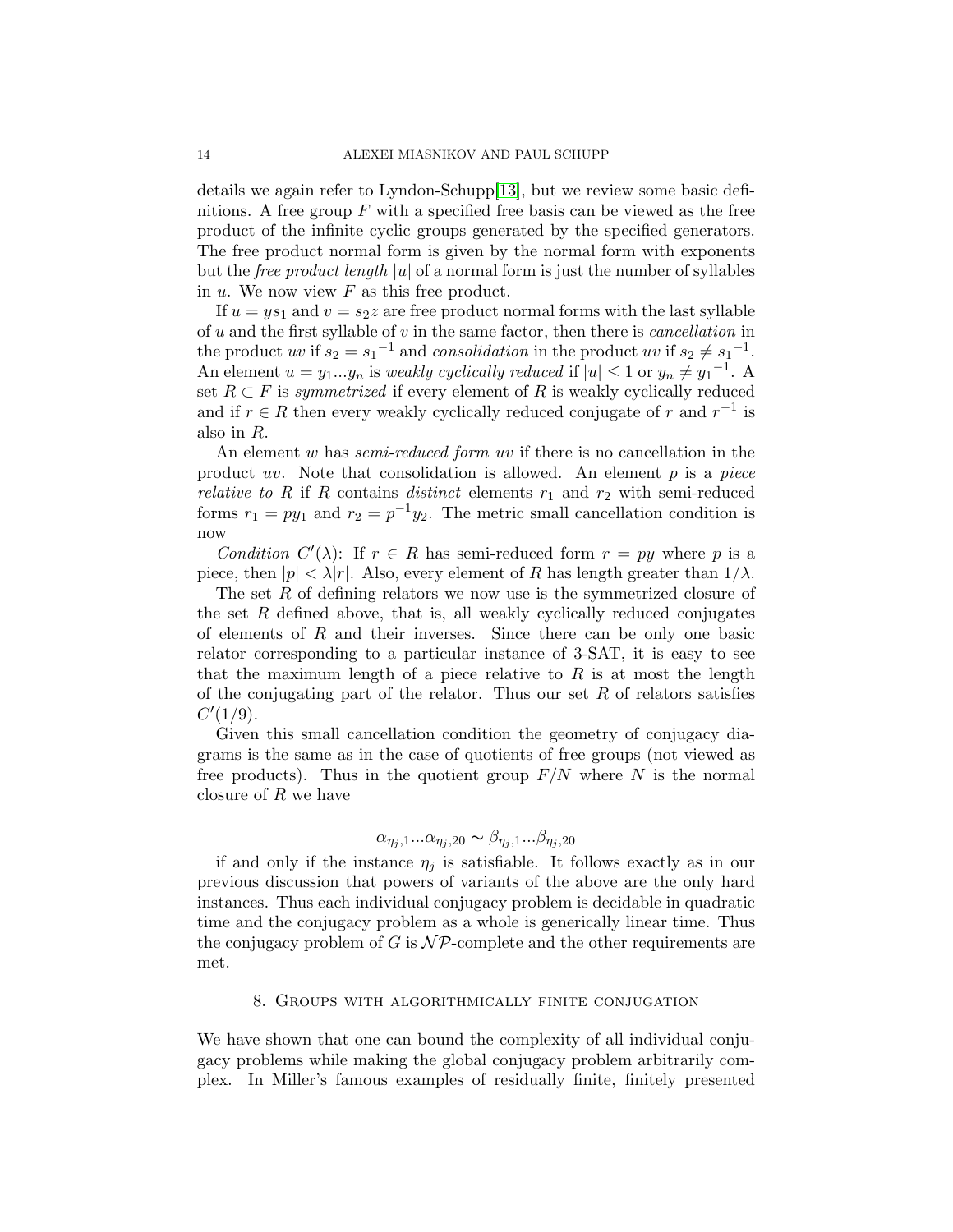details we again refer to Lyndon-Schupp[13], but we review some basic definitions. A free group $F$ with a specified free basis can be viewed as the free product of the infinite cyclic groups generated by the specified generators. The free product normal form is given by the normal form with exponents but the *free product length* $|u|$ of a normal form is just the number of syllables in $u$. We now view $F$ as this free product.

If $u = ys_1$ and $v = s_2z$ are free product normal forms with the last syllable of $u$ and the first syllable of $v$ in the same factor, then there is *cancellation* in the product $uv$ if $s_2 = {s_1}^{-1}$ and *consolidation* in the product $uv$ if $s_2 \neq {s_1}^{-1}$. An element $u = y_1...y_n$ is *weakly cyclically reduced* if $|u| \leq 1$ or $y_n \neq {y_1}^{-1}$. A set $R \subset F$ is *symmetrized* if every element of $R$ is weakly cyclically reduced and if $r \in R$ then every weakly cyclically reduced conjugate of $r$ and $r^{-1}$ is also in $R$.

An element $w$ has *semi-reduced form $uv$* if there is no cancellation in the product $uv$. Note that consolidation is allowed. An element $p$ is a *piece relative to $R$* if $R$ contains *distinct* elements $r_1$ and $r_2$ with semi-reduced forms $r_1 = py_1$ and $r_2 = p^{-1}y_2$. The metric small cancellation condition is now

*Condition $C'(\lambda)$*: If $r \in R$ has semi-reduced form $r = py$ where $p$ is a piece, then $|p| < \lambda|r|$. Also, every element of $R$ has length greater than $1/\lambda$.

The set $R$ of defining relators we now use is the symmetrized closure of the set $R$ defined above, that is, all weakly cyclically reduced conjugates of elements of $R$ and their inverses. Since there can be only one basic relator corresponding to a particular instance of 3-SAT, it is easy to see that the maximum length of a piece relative to $R$ is at most the length of the conjugating part of the relator. Thus our set $R$ of relators satisfies $C'(1/9)$.

Given this small cancellation condition the geometry of conjugacy diagrams is the same as in the case of quotients of free groups (not viewed as free products). Thus in the quotient group $F/N$ where $N$ is the normal closure of $R$ we have

$$\alpha_{\eta_j,1}...\alpha_{\eta_j,20} \sim \beta_{\eta_j,1}...\beta_{\eta_j,20}$$

if and only if the instance $\eta_j$ is satisfiable. It follows exactly as in our previous discussion that powers of variants of the above are the only hard instances. Thus each individual conjugacy problem is decidable in quadratic time and the conjugacy problem as a whole is generically linear time. Thus the conjugacy problem of $G$ is $\mathcal{NP}$-complete and the other requirements are met.

## 8. Groups with algorithmically finite conjugation

We have shown that one can bound the complexity of all individual conjugacy problems while making the global conjugacy problem arbitrarily complex. In Miller's famous examples of residually finite, finitely presented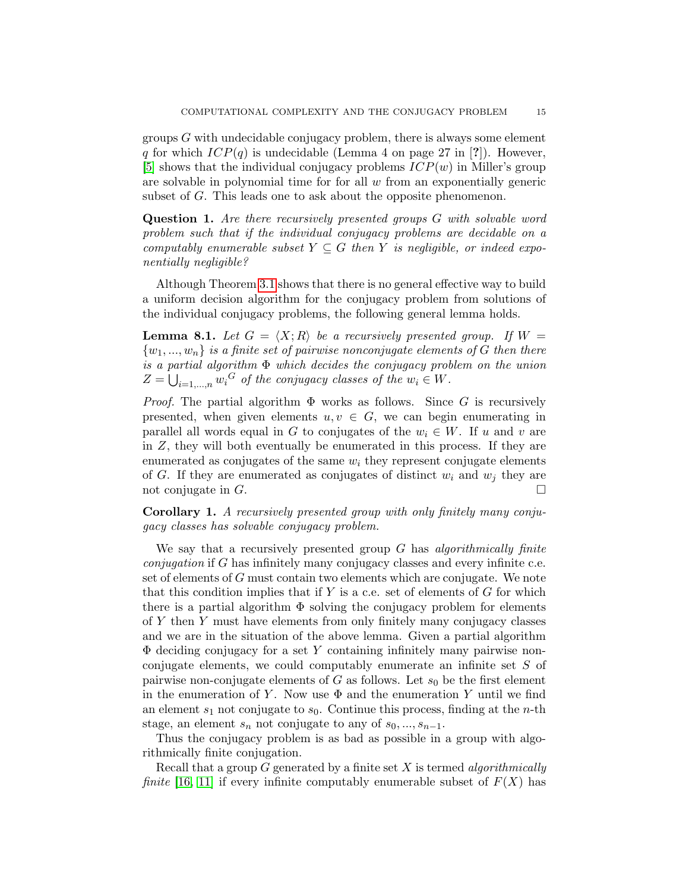groups $G$ with undecidable conjugacy problem, there is always some element $q$ for which $ICP(q)$ is undecidable (Lemma 4 on page 27 in [?]). However, [5] shows that the individual conjugacy problems $ICP(w)$ in Miller's group are solvable in polynomial time for for all $w$ from an exponentially generic subset of $G$. This leads one to ask about the opposite phenomenon.

**Question 1.** *Are there recursively presented groups $G$ with solvable word problem such that if the individual conjugacy problems are decidable on a computably enumerable subset $Y \subseteq G$ then $Y$ is negligible, or indeed exponentially negligible?*

Although Theorem 3.1 shows that there is no general effective way to build a uniform decision algorithm for the conjugacy problem from solutions of the individual conjugacy problems, the following general lemma holds.

**Lemma 8.1.** *Let $G = \langle X; R \rangle$ be a recursively presented group. If $W = \{w_1, ..., w_n\}$ is a finite set of pairwise nonconjugate elements of $G$ then there is a partial algorithm $\Phi$ which decides the conjugacy problem on the union $Z = \bigcup_{i=1,...,n} {w_i}^G$ of the conjugacy classes of the $w_i \in W$.*

*Proof.* The partial algorithm $\Phi$ works as follows. Since $G$ is recursively presented, when given elements $u, v \in G$, we can begin enumerating in parallel all words equal in $G$ to conjugates of the $w_i \in W$. If $u$ and $v$ are in $Z$, they will both eventually be enumerated in this process. If they are enumerated as conjugates of the same $w_i$ they represent conjugate elements of $G$. If they are enumerated as conjugates of distinct $w_i$ and $w_j$ they are not conjugate in $G$. □

**Corollary 1.** *A recursively presented group with only finitely many conjugacy classes has solvable conjugacy problem.*

We say that a recursively presented group $G$ has *algorithmically finite conjugation* if $G$ has infinitely many conjugacy classes and every infinite c.e. set of elements of $G$ must contain two elements which are conjugate. We note that this condition implies that if $Y$ is a c.e. set of elements of $G$ for which there is a partial algorithm $\Phi$ solving the conjugacy problem for elements of $Y$ then $Y$ must have elements from only finitely many conjugacy classes and we are in the situation of the above lemma. Given a partial algorithm $\Phi$ deciding conjugacy for a set $Y$ containing infinitely many pairwise non-conjugate elements, we could computably enumerate an infinite set $S$ of pairwise non-conjugate elements of $G$ as follows. Let $s_0$ be the first element in the enumeration of $Y$. Now use $\Phi$ and the enumeration $Y$ until we find an element $s_1$ not conjugate to $s_0$. Continue this process, finding at the $n$-th stage, an element $s_n$ not conjugate to any of $s_0, ..., s_{n-1}$.

Thus the conjugacy problem is as bad as possible in a group with algorithmically finite conjugation.

Recall that a group $G$ generated by a finite set $X$ is termed *algorithmically finite* [16, 11] if every infinite computably enumerable subset of $F(X)$ has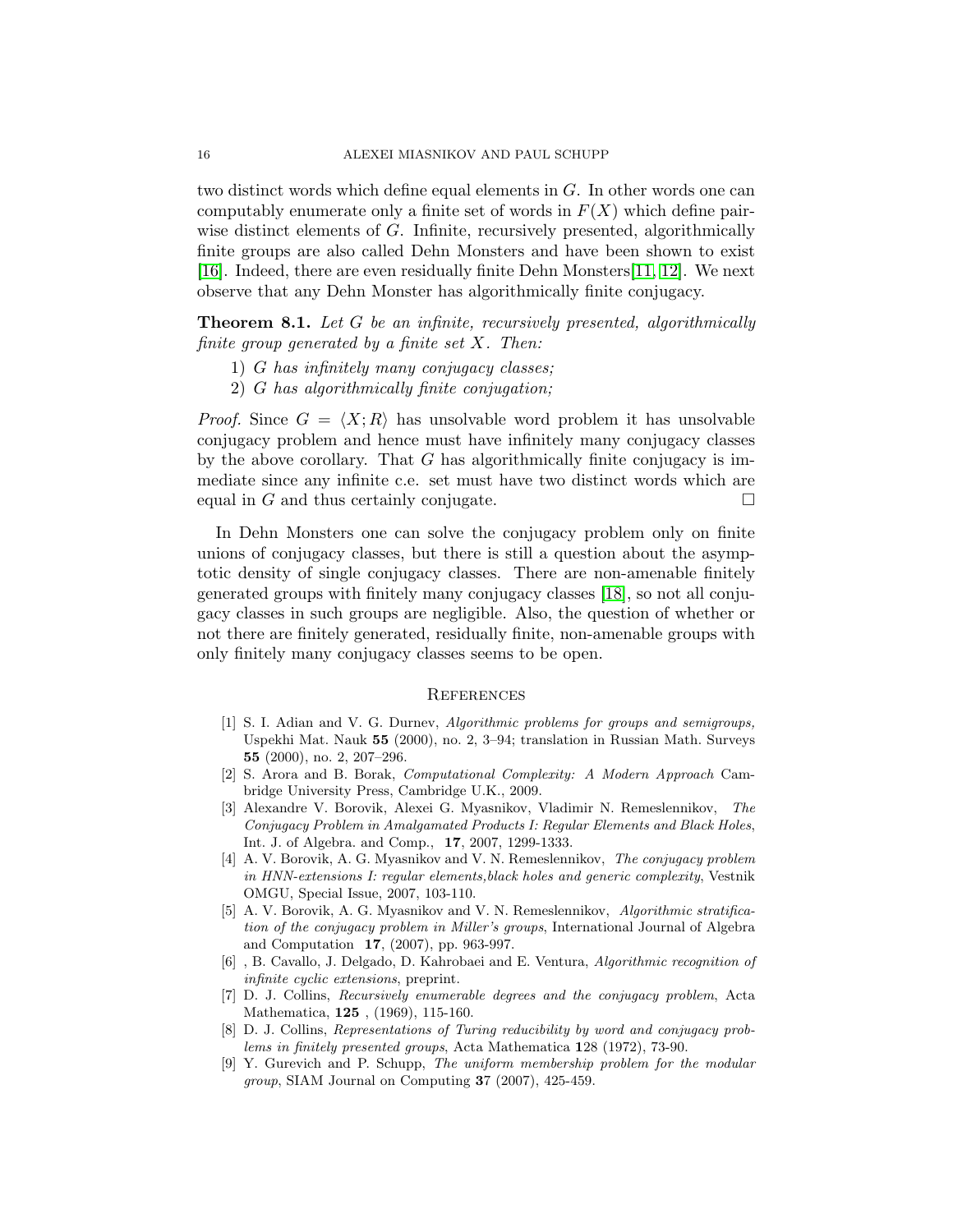two distinct words which define equal elements in $G$. In other words one can computably enumerate only a finite set of words in $F(X)$ which define pairwise distinct elements of $G$. Infinite, recursively presented, algorithmically finite groups are also called Dehn Monsters and have been shown to exist [16]. Indeed, there are even residually finite Dehn Monsters[11, 12]. We next observe that any Dehn Monster has algorithmically finite conjugacy.

**Theorem 8.1.** *Let $G$ be an infinite, recursively presented, algorithmically finite group generated by a finite set $X$. Then:*

1) *$G$ has infinitely many conjugacy classes;*
2) *$G$ has algorithmically finite conjugation;*

*Proof.* Since $G = \langle X; R \rangle$ has unsolvable word problem it has unsolvable conjugacy problem and hence must have infinitely many conjugacy classes by the above corollary. That $G$ has algorithmically finite conjugacy is immediate since any infinite c.e. set must have two distinct words which are equal in $G$ and thus certainly conjugate. □

In Dehn Monsters one can solve the conjugacy problem only on finite unions of conjugacy classes, but there is still a question about the asymptotic density of single conjugacy classes. There are non-amenable finitely generated groups with finitely many conjugacy classes [18], so not all conjugacy classes in such groups are negligible. Also, the question of whether or not there are finitely generated, residually finite, non-amenable groups with only finitely many conjugacy classes seems to be open.

## References

[1] S. I. Adian and V. G. Durnev, *Algorithmic problems for groups and semigroups,* Uspekhi Mat. Nauk **55** (2000), no. 2, 3–94; translation in Russian Math. Surveys **55** (2000), no. 2, 207–296.

[2] S. Arora and B. Borak, *Computational Complexity: A Modern Approach* Cambridge University Press, Cambridge U.K., 2009.

[3] Alexandre V. Borovik, Alexei G. Myasnikov, Vladimir N. Remeslennikov, *The Conjugacy Problem in Amalgamated Products I: Regular Elements and Black Holes*, Int. J. of Algebra. and Comp., **17**, 2007, 1299-1333.

[4] A. V. Borovik, A. G. Myasnikov and V. N. Remeslennikov, *The conjugacy problem in HNN-extensions I: regular elements,black holes and generic complexity*, Vestnik OMGU, Special Issue, 2007, 103-110.

[5] A. V. Borovik, A. G. Myasnikov and V. N. Remeslennikov, *Algorithmic stratification of the conjugacy problem in Miller's groups*, International Journal of Algebra and Computation **17**, (2007), pp. 963-997.

[6] , B. Cavallo, J. Delgado, D. Kahrobaei and E. Ventura, *Algorithmic recognition of infinite cyclic extensions*, preprint.

[7] D. J. Collins, *Recursively enumerable degrees and the conjugacy problem*, Acta Mathematica, **125** , (1969), 115-160.

[8] D. J. Collins, *Representations of Turing reducibility by word and conjugacy problems in finitely presented groups*, Acta Mathematica **1**28 (1972), 73-90.

[9] Y. Gurevich and P. Schupp, *The uniform membership problem for the modular group*, SIAM Journal on Computing **37** (2007), 425-459.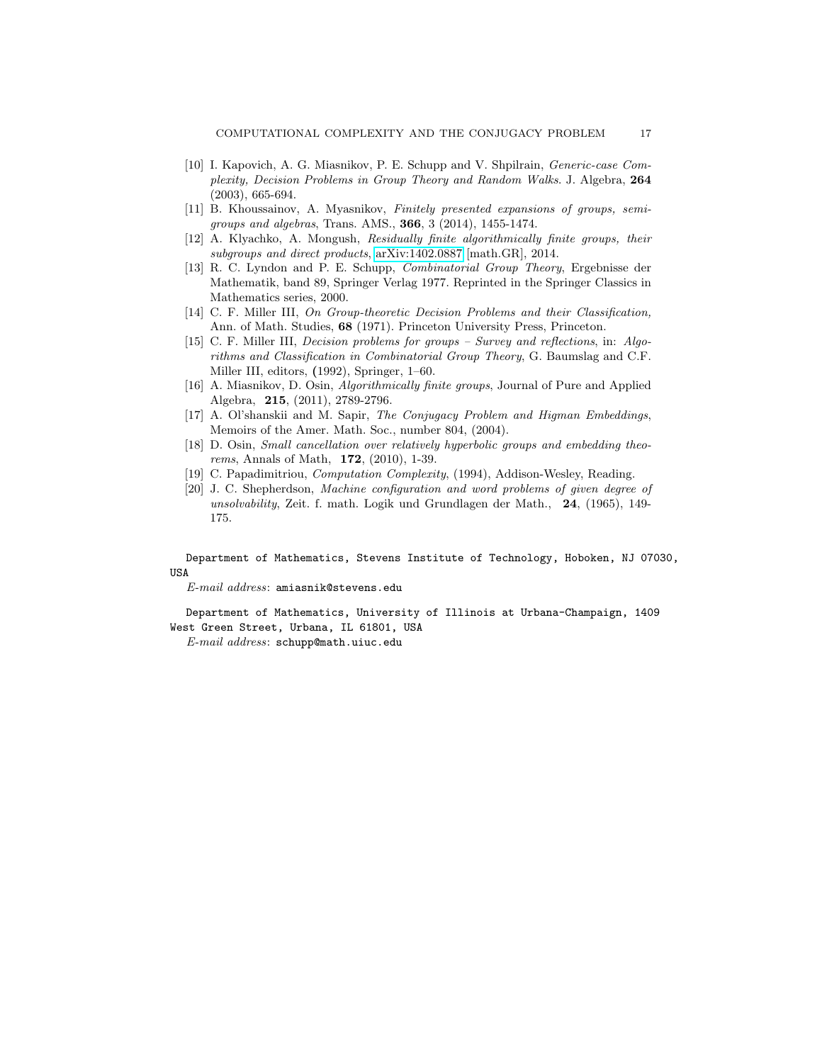[10] I. Kapovich, A. G. Miasnikov, P. E. Schupp and V. Shpilrain, *Generic-case Complexity, Decision Problems in Group Theory and Random Walks*. J. Algebra, **264** (2003), 665-694.

[11] B. Khoussainov, A. Myasnikov, *Finitely presented expansions of groups, semigroups and algebras*, Trans. AMS., **366**, 3 (2014), 1455-1474.

[12] A. Klyachko, A. Mongush, *Residually finite algorithmically finite groups, their subgroups and direct products*, arXiv:1402.0887 [math.GR], 2014.

[13] R. C. Lyndon and P. E. Schupp, *Combinatorial Group Theory*, Ergebnisse der Mathematik, band 89, Springer Verlag 1977. Reprinted in the Springer Classics in Mathematics series, 2000.

[14] C. F. Miller III, *On Group-theoretic Decision Problems and their Classification,* Ann. of Math. Studies, **68** (1971). Princeton University Press, Princeton.

[15] C. F. Miller III, *Decision problems for groups – Survey and reflections*, in: *Algorithms and Classification in Combinatorial Group Theory*, G. Baumslag and C.F. Miller III, editors, **(**1992), Springer, 1–60.

[16] A. Miasnikov, D. Osin, *Algorithmically finite groups*, Journal of Pure and Applied Algebra, **215**, (2011), 2789-2796.

[17] A. Ol'shanskii and M. Sapir, *The Conjugacy Problem and Higman Embeddings*, Memoirs of the Amer. Math. Soc., number 804, (2004).

[18] D. Osin, *Small cancellation over relatively hyperbolic groups and embedding theorems*, Annals of Math, **172**, (2010), 1-39.

[19] C. Papadimitriou, *Computation Complexity*, (1994), Addison-Wesley, Reading.

[20] J. C. Shepherdson, *Machine configuration and word problems of given degree of unsolvability*, Zeit. f. math. Logik und Grundlagen der Math., **24**, (1965), 149-175.

Department of Mathematics, Stevens Institute of Technology, Hoboken, NJ 07030, USA

*E-mail address*: amiasnik@stevens.edu

Department of Mathematics, University of Illinois at Urbana-Champaign, 1409 West Green Street, Urbana, IL 61801, USA

*E-mail address*: schupp@math.uiuc.edu